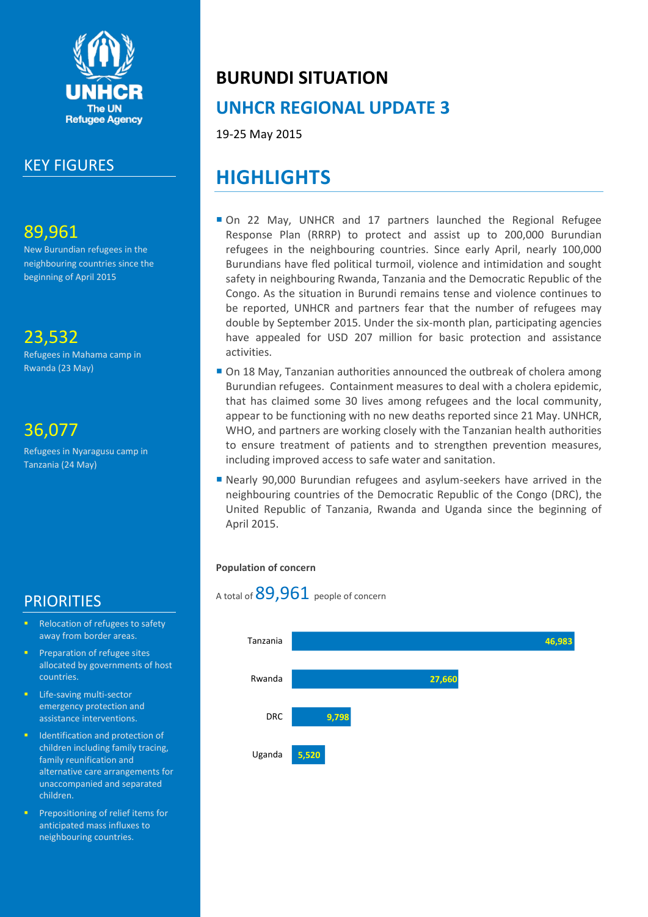UNHCR
The UN Refugee Agency

## KEY FIGURES

**89,961**
New Burundian refugees in the neighbouring countries since the beginning of April 2015

**23,532**
Refugees in Mahama camp in Rwanda (23 May)

**36,077**
Refugees in Nyaragusu camp in Tanzania (24 May)

## PRIORITIES

- Relocation of refugees to safety away from border areas.
- Preparation of refugee sites allocated by governments of host countries.
- Life-saving multi-sector emergency protection and assistance interventions.
- Identification and protection of children including family tracing, family reunification and alternative care arrangements for unaccompanied and separated children.
- Prepositioning of relief items for anticipated mass influxes to neighbouring countries.

# BURUNDI SITUATION

## UNHCR REGIONAL UPDATE 3

19-25 May 2015

## HIGHLIGHTS

- On 22 May, UNHCR and 17 partners launched the Regional Refugee Response Plan (RRRP) to protect and assist up to 200,000 Burundian refugees in the neighbouring countries. Since early April, nearly 100,000 Burundians have fled political turmoil, violence and intimidation and sought safety in neighbouring Rwanda, Tanzania and the Democratic Republic of the Congo. As the situation in Burundi remains tense and violence continues to be reported, UNHCR and partners fear that the number of refugees may double by September 2015. Under the six-month plan, participating agencies have appealed for USD 207 million for basic protection and assistance activities.
- On 18 May, Tanzanian authorities announced the outbreak of cholera among Burundian refugees. Containment measures to deal with a cholera epidemic, that has claimed some 30 lives among refugees and the local community, appear to be functioning with no new deaths reported since 21 May. UNHCR, WHO, and partners are working closely with the Tanzanian health authorities to ensure treatment of patients and to strengthen prevention measures, including improved access to safe water and sanitation.
- Nearly 90,000 Burundian refugees and asylum-seekers have arrived in the neighbouring countries of the Democratic Republic of the Congo (DRC), the United Republic of Tanzania, Rwanda and Uganda since the beginning of April 2015.

**Population of concern**

A total of 89,961 people of concern

| Country | People of concern |
|---|---|
| Tanzania | 46,983 |
| Rwanda | 27,660 |
| DRC | 9,798 |
| Uganda | 5,520 |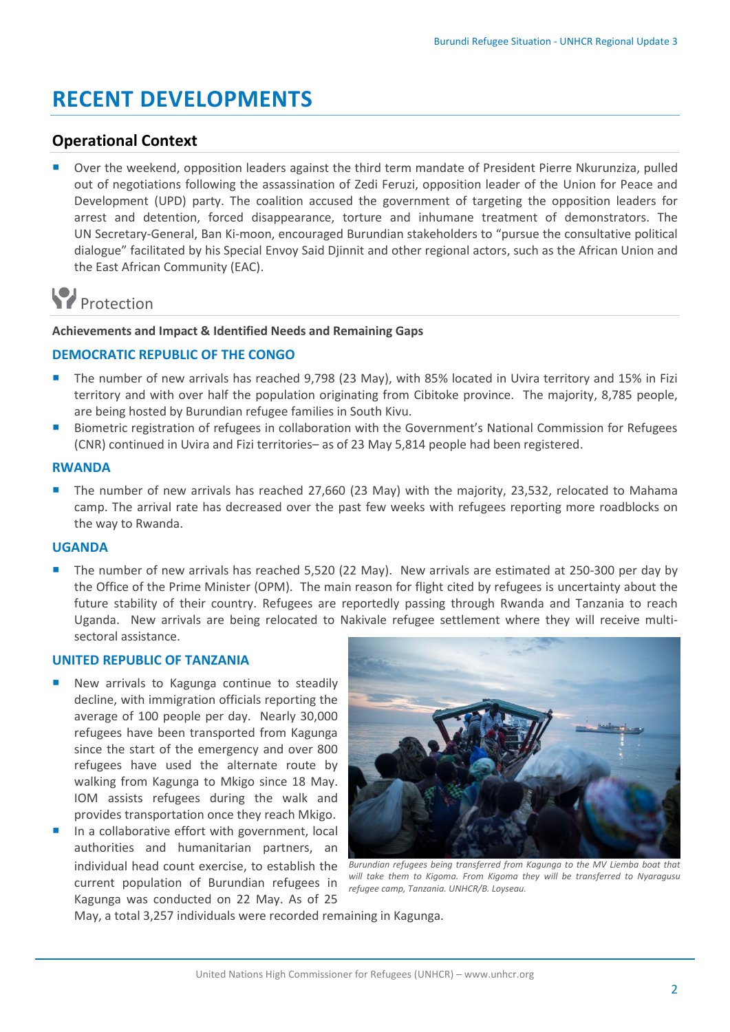# RECENT DEVELOPMENTS

## Operational Context

- Over the weekend, opposition leaders against the third term mandate of President Pierre Nkurunziza, pulled out of negotiations following the assassination of Zedi Feruzi, opposition leader of the Union for Peace and Development (UPD) party. The coalition accused the government of targeting the opposition leaders for arrest and detention, forced disappearance, torture and inhumane treatment of demonstrators. The UN Secretary-General, Ban Ki-moon, encouraged Burundian stakeholders to "pursue the consultative political dialogue" facilitated by his Special Envoy Said Djinnit and other regional actors, such as the African Union and the East African Community (EAC).

## Protection

**Achievements and Impact & Identified Needs and Remaining Gaps**

### DEMOCRATIC REPUBLIC OF THE CONGO

- The number of new arrivals has reached 9,798 (23 May), with 85% located in Uvira territory and 15% in Fizi territory and with over half the population originating from Cibitoke province. The majority, 8,785 people, are being hosted by Burundian refugee families in South Kivu.
- Biometric registration of refugees in collaboration with the Government's National Commission for Refugees (CNR) continued in Uvira and Fizi territories– as of 23 May 5,814 people had been registered.

### RWANDA

- The number of new arrivals has reached 27,660 (23 May) with the majority, 23,532, relocated to Mahama camp. The arrival rate has decreased over the past few weeks with refugees reporting more roadblocks on the way to Rwanda.

### UGANDA

- The number of new arrivals has reached 5,520 (22 May). New arrivals are estimated at 250-300 per day by the Office of the Prime Minister (OPM). The main reason for flight cited by refugees is uncertainty about the future stability of their country. Refugees are reportedly passing through Rwanda and Tanzania to reach Uganda. New arrivals are being relocated to Nakivale refugee settlement where they will receive multi-sectoral assistance.

### UNITED REPUBLIC OF TANZANIA

- New arrivals to Kagunga continue to steadily decline, with immigration officials reporting the average of 100 people per day. Nearly 30,000 refugees have been transported from Kagunga since the start of the emergency and over 800 refugees have used the alternate route by walking from Kagunga to Mkigo since 18 May. IOM assists refugees during the walk and provides transportation once they reach Mkigo.
- In a collaborative effort with government, local authorities and humanitarian partners, an individual head count exercise, to establish the current population of Burundian refugees in Kagunga was conducted on 22 May. As of 25 May, a total 3,257 individuals were recorded remaining in Kagunga.

*Burundian refugees being transferred from Kagunga to the MV Liemba boat that will take them to Kigoma. From Kigoma they will be transferred to Nyaragusu refugee camp, Tanzania. UNHCR/B. Loyseau.*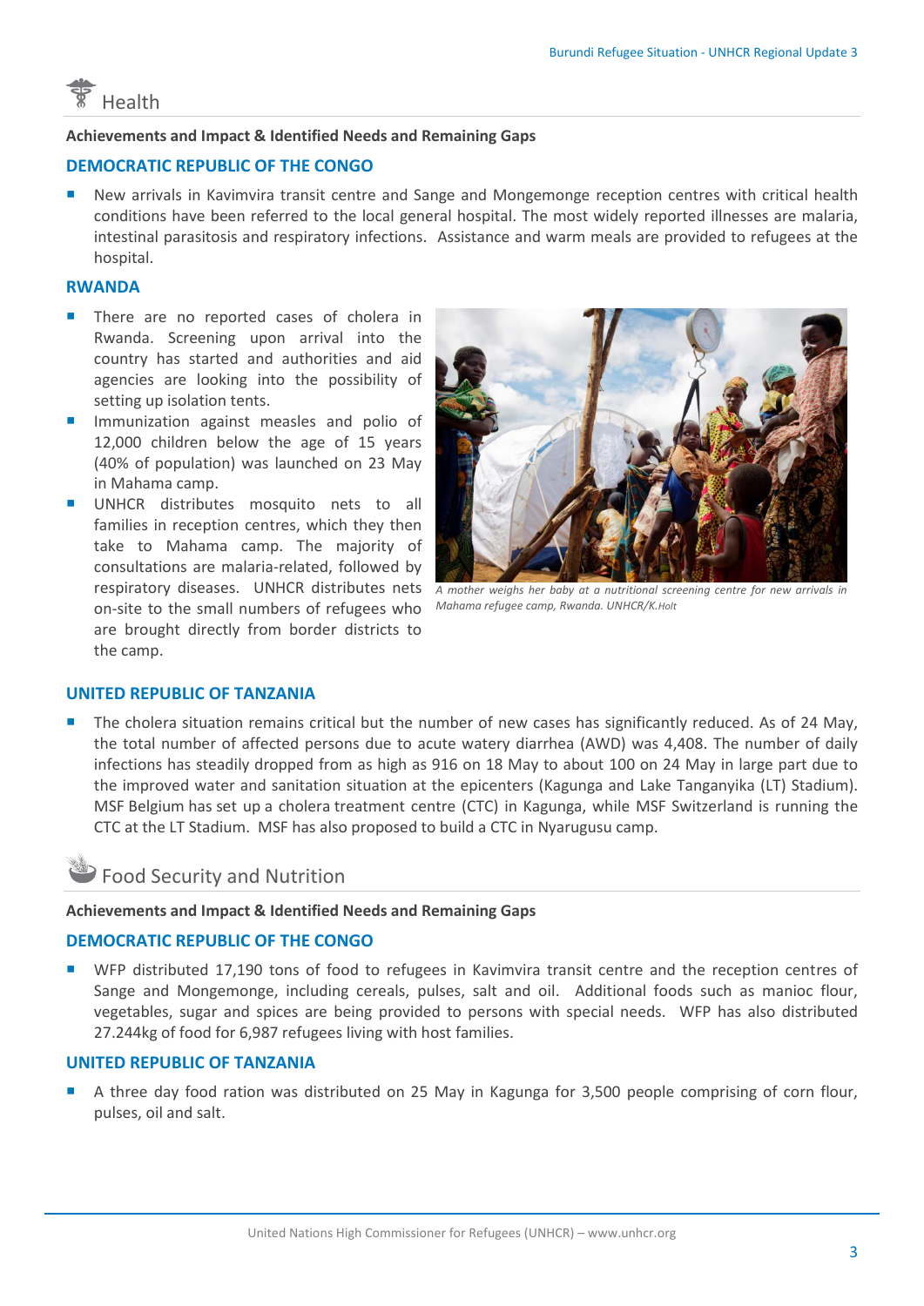# Health

**Achievements and Impact & Identified Needs and Remaining Gaps**

## DEMOCRATIC REPUBLIC OF THE CONGO

- New arrivals in Kavimvira transit centre and Sange and Mongemonge reception centres with critical health conditions have been referred to the local general hospital. The most widely reported illnesses are malaria, intestinal parasitosis and respiratory infections. Assistance and warm meals are provided to refugees at the hospital.

## RWANDA

- There are no reported cases of cholera in Rwanda. Screening upon arrival into the country has started and authorities and aid agencies are looking into the possibility of setting up isolation tents.
- Immunization against measles and polio of 12,000 children below the age of 15 years (40% of population) was launched on 23 May in Mahama camp.
- UNHCR distributes mosquito nets to all families in reception centres, which they then take to Mahama camp. The majority of consultations are malaria-related, followed by respiratory diseases. UNHCR distributes nets on-site to the small numbers of refugees who are brought directly from border districts to the camp.

*A mother weighs her baby at a nutritional screening centre for new arrivals in Mahama refugee camp, Rwanda. UNHCR/K.Holt*

## UNITED REPUBLIC OF TANZANIA

- The cholera situation remains critical but the number of new cases has significantly reduced. As of 24 May, the total number of affected persons due to acute watery diarrhea (AWD) was 4,408. The number of daily infections has steadily dropped from as high as 916 on 18 May to about 100 on 24 May in large part due to the improved water and sanitation situation at the epicenters (Kagunga and Lake Tanganyika (LT) Stadium). MSF Belgium has set up a cholera treatment centre (CTC) in Kagunga, while MSF Switzerland is running the CTC at the LT Stadium. MSF has also proposed to build a CTC in Nyarugusu camp.

# Food Security and Nutrition

**Achievements and Impact & Identified Needs and Remaining Gaps**

## DEMOCRATIC REPUBLIC OF THE CONGO

- WFP distributed 17,190 tons of food to refugees in Kavimvira transit centre and the reception centres of Sange and Mongemonge, including cereals, pulses, salt and oil. Additional foods such as manioc flour, vegetables, sugar and spices are being provided to persons with special needs. WFP has also distributed 27.244kg of food for 6,987 refugees living with host families.

## UNITED REPUBLIC OF TANZANIA

- A three day food ration was distributed on 25 May in Kagunga for 3,500 people comprising of corn flour, pulses, oil and salt.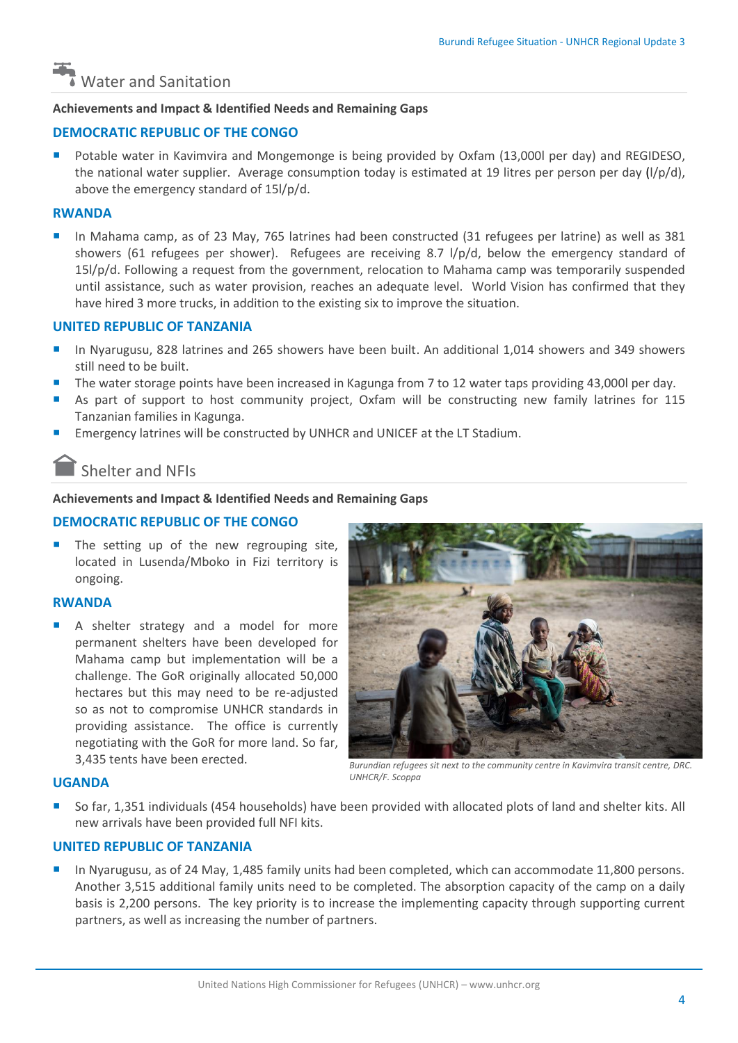## Water and Sanitation

**Achievements and Impact & Identified Needs and Remaining Gaps**

### DEMOCRATIC REPUBLIC OF THE CONGO

- Potable water in Kavimvira and Mongemonge is being provided by Oxfam (13,000l per day) and REGIDESO, the national water supplier. Average consumption today is estimated at 19 litres per person per day (l/p/d), above the emergency standard of 15l/p/d.

### RWANDA

- In Mahama camp, as of 23 May, 765 latrines had been constructed (31 refugees per latrine) as well as 381 showers (61 refugees per shower). Refugees are receiving 8.7 l/p/d, below the emergency standard of 15l/p/d. Following a request from the government, relocation to Mahama camp was temporarily suspended until assistance, such as water provision, reaches an adequate level. World Vision has confirmed that they have hired 3 more trucks, in addition to the existing six to improve the situation.

### UNITED REPUBLIC OF TANZANIA

- In Nyarugusu, 828 latrines and 265 showers have been built. An additional 1,014 showers and 349 showers still need to be built.
- The water storage points have been increased in Kagunga from 7 to 12 water taps providing 43,000l per day.
- As part of support to host community project, Oxfam will be constructing new family latrines for 115 Tanzanian families in Kagunga.
- Emergency latrines will be constructed by UNHCR and UNICEF at the LT Stadium.

## Shelter and NFIs

**Achievements and Impact & Identified Needs and Remaining Gaps**

### DEMOCRATIC REPUBLIC OF THE CONGO

- The setting up of the new regrouping site, located in Lusenda/Mboko in Fizi territory is ongoing.

### RWANDA

- A shelter strategy and a model for more permanent shelters have been developed for Mahama camp but implementation will be a challenge. The GoR originally allocated 50,000 hectares but this may need to be re-adjusted so as not to compromise UNHCR standards in providing assistance. The office is currently negotiating with the GoR for more land. So far, 3,435 tents have been erected.

*Burundian refugees sit next to the community centre in Kavimvira transit centre, DRC. UNHCR/F. Scoppa*

### UGANDA

- So far, 1,351 individuals (454 households) have been provided with allocated plots of land and shelter kits. All new arrivals have been provided full NFI kits.

### UNITED REPUBLIC OF TANZANIA

- In Nyarugusu, as of 24 May, 1,485 family units had been completed, which can accommodate 11,800 persons. Another 3,515 additional family units need to be completed. The absorption capacity of the camp on a daily basis is 2,200 persons. The key priority is to increase the implementing capacity through supporting current partners, as well as increasing the number of partners.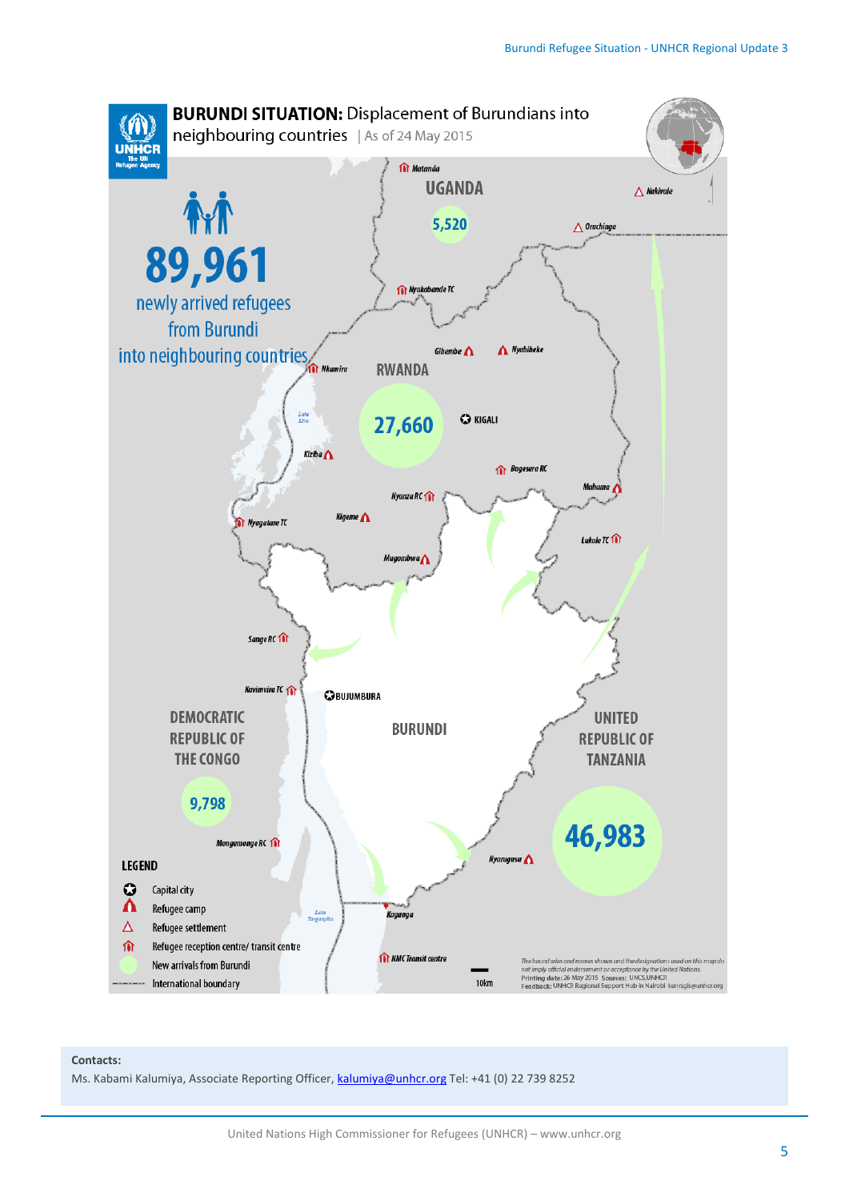**BURUNDI SITUATION:** Displacement of Burundians into neighbouring countries | As of 24 May 2015

89,961

newly arrived refugees from Burundi into neighbouring countries

UGANDA

5,520

RWANDA

27,660

DEMOCRATIC REPUBLIC OF THE CONGO

9,798

BURUNDI

UNITED REPUBLIC OF TANZANIA

46,983

Matanda

Nakivale

Oruchinga

Nyakabande TC

Gihembe

Nyabiheke

Nkamira

KIGALI

Kiziba

Bugesera RC

Mahama

Nyanza RC

Kigeme

Nyagatare TC

Lukole TC

Mugombwa

Sange RC

Kavimvira TC

BUJUMBURA

Mongemonge RC

Nyarugusu

Kagunga

NMC Transit centre

10km

Lake Kivu

Lake Tanganyika

LEGEND

Capital city

Refugee camp

Refugee settlement

Refugee reception centre/ transit centre

New arrivals from Burundi

International boundary

The boundaries and names shown and the designations used on this map do not imply official endorsement or acceptance by the United Nations.
Printing date: 26 May 2015 Sources: UNCS,UNHCR
Feedback: UNHCR Regional Support Hub in Nairobi kensrsgis@unhcr.org

**Contacts:**

Ms. Kabami Kalumiya, Associate Reporting Officer, kalumiya@unhcr.org Tel: +41 (0) 22 739 8252